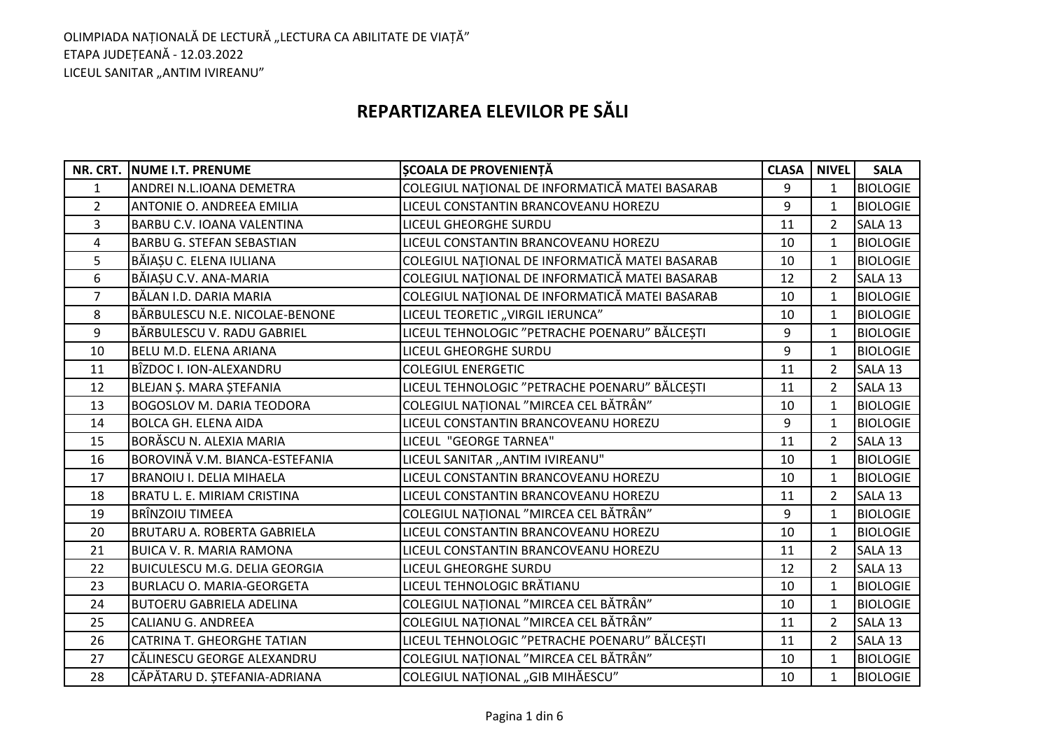OLIMPIADA NAȚIONALĂ DE LECTURĂ „LECTURA CA ABILITATE DE VIAȚĂ"
ETAPA JUDEȚEANĂ - 12.03.2022
LICEUL SANITAR „ANTIM IVIREANU"

# REPARTIZAREA ELEVILOR PE SĂLI

| NR. CRT. | NUME I.T. PRENUME | ȘCOALA DE PROVENIENȚĂ | CLASA | NIVEL | SALA |
|---|---|---|---|---|---|
| 1 | ANDREI N.L.IOANA DEMETRA | COLEGIUL NAȚIONAL DE INFORMATICĂ MATEI BASARAB | 9 | 1 | BIOLOGIE |
| 2 | ANTONIE O. ANDREEA EMILIA | LICEUL CONSTANTIN BRANCOVEANU HOREZU | 9 | 1 | BIOLOGIE |
| 3 | BARBU C.V. IOANA VALENTINA | LICEUL GHEORGHE SURDU | 11 | 2 | SALA 13 |
| 4 | BARBU G. STEFAN SEBASTIAN | LICEUL CONSTANTIN BRANCOVEANU HOREZU | 10 | 1 | BIOLOGIE |
| 5 | BĂIAȘU C. ELENA IULIANA | COLEGIUL NAȚIONAL DE INFORMATICĂ MATEI BASARAB | 10 | 1 | BIOLOGIE |
| 6 | BĂIAȘU C.V. ANA-MARIA | COLEGIUL NAȚIONAL DE INFORMATICĂ MATEI BASARAB | 12 | 2 | SALA 13 |
| 7 | BĂLAN I.D. DARIA MARIA | COLEGIUL NAȚIONAL DE INFORMATICĂ MATEI BASARAB | 10 | 1 | BIOLOGIE |
| 8 | BĂRBULESCU N.E. NICOLAE-BENONE | LICEUL TEORETIC „VIRGIL IERUNCA" | 10 | 1 | BIOLOGIE |
| 9 | BĂRBULESCU V. RADU GABRIEL | LICEUL TEHNOLOGIC "PETRACHE POENARU" BĂLCEȘTI | 9 | 1 | BIOLOGIE |
| 10 | BELU M.D. ELENA ARIANA | LICEUL GHEORGHE SURDU | 9 | 1 | BIOLOGIE |
| 11 | BÎZDOC I. ION-ALEXANDRU | COLEGIUL ENERGETIC | 11 | 2 | SALA 13 |
| 12 | BLEJAN Ș. MARA ȘTEFANIA | LICEUL TEHNOLOGIC "PETRACHE POENARU" BĂLCEȘTI | 11 | 2 | SALA 13 |
| 13 | BOGOSLOV M. DARIA TEODORA | COLEGIUL NAȚIONAL "MIRCEA CEL BĂTRÂN" | 10 | 1 | BIOLOGIE |
| 14 | BOLCA GH. ELENA AIDA | LICEUL CONSTANTIN BRANCOVEANU HOREZU | 9 | 1 | BIOLOGIE |
| 15 | BORĂSCU N. ALEXIA MARIA | LICEUL "GEORGE TARNEA" | 11 | 2 | SALA 13 |
| 16 | BOROVINĂ V.M. BIANCA-ESTEFANIA | LICEUL SANITAR ,,ANTIM IVIREANU" | 10 | 1 | BIOLOGIE |
| 17 | BRANOIU I. DELIA MIHAELA | LICEUL CONSTANTIN BRANCOVEANU HOREZU | 10 | 1 | BIOLOGIE |
| 18 | BRATU L. E. MIRIAM CRISTINA | LICEUL CONSTANTIN BRANCOVEANU HOREZU | 11 | 2 | SALA 13 |
| 19 | BRÎNZOIU TIMEEA | COLEGIUL NAȚIONAL "MIRCEA CEL BĂTRÂN" | 9 | 1 | BIOLOGIE |
| 20 | BRUTARU A. ROBERTA GABRIELA | LICEUL CONSTANTIN BRANCOVEANU HOREZU | 10 | 1 | BIOLOGIE |
| 21 | BUICA V. R. MARIA RAMONA | LICEUL CONSTANTIN BRANCOVEANU HOREZU | 11 | 2 | SALA 13 |
| 22 | BUICULESCU M.G. DELIA GEORGIA | LICEUL GHEORGHE SURDU | 12 | 2 | SALA 13 |
| 23 | BURLACU O. MARIA-GEORGETA | LICEUL TEHNOLOGIC BRĂTIANU | 10 | 1 | BIOLOGIE |
| 24 | BUTOERU GABRIELA ADELINA | COLEGIUL NAȚIONAL "MIRCEA CEL BĂTRÂN" | 10 | 1 | BIOLOGIE |
| 25 | CALIANU G. ANDREEA | COLEGIUL NAȚIONAL "MIRCEA CEL BĂTRÂN" | 11 | 2 | SALA 13 |
| 26 | CATRINA T. GHEORGHE TATIAN | LICEUL TEHNOLOGIC "PETRACHE POENARU" BĂLCEȘTI | 11 | 2 | SALA 13 |
| 27 | CĂLINESCU GEORGE ALEXANDRU | COLEGIUL NAȚIONAL "MIRCEA CEL BĂTRÂN" | 10 | 1 | BIOLOGIE |
| 28 | CĂPĂTARU D. ȘTEFANIA-ADRIANA | COLEGIUL NAȚIONAL „GIB MIHĂESCU" | 10 | 1 | BIOLOGIE |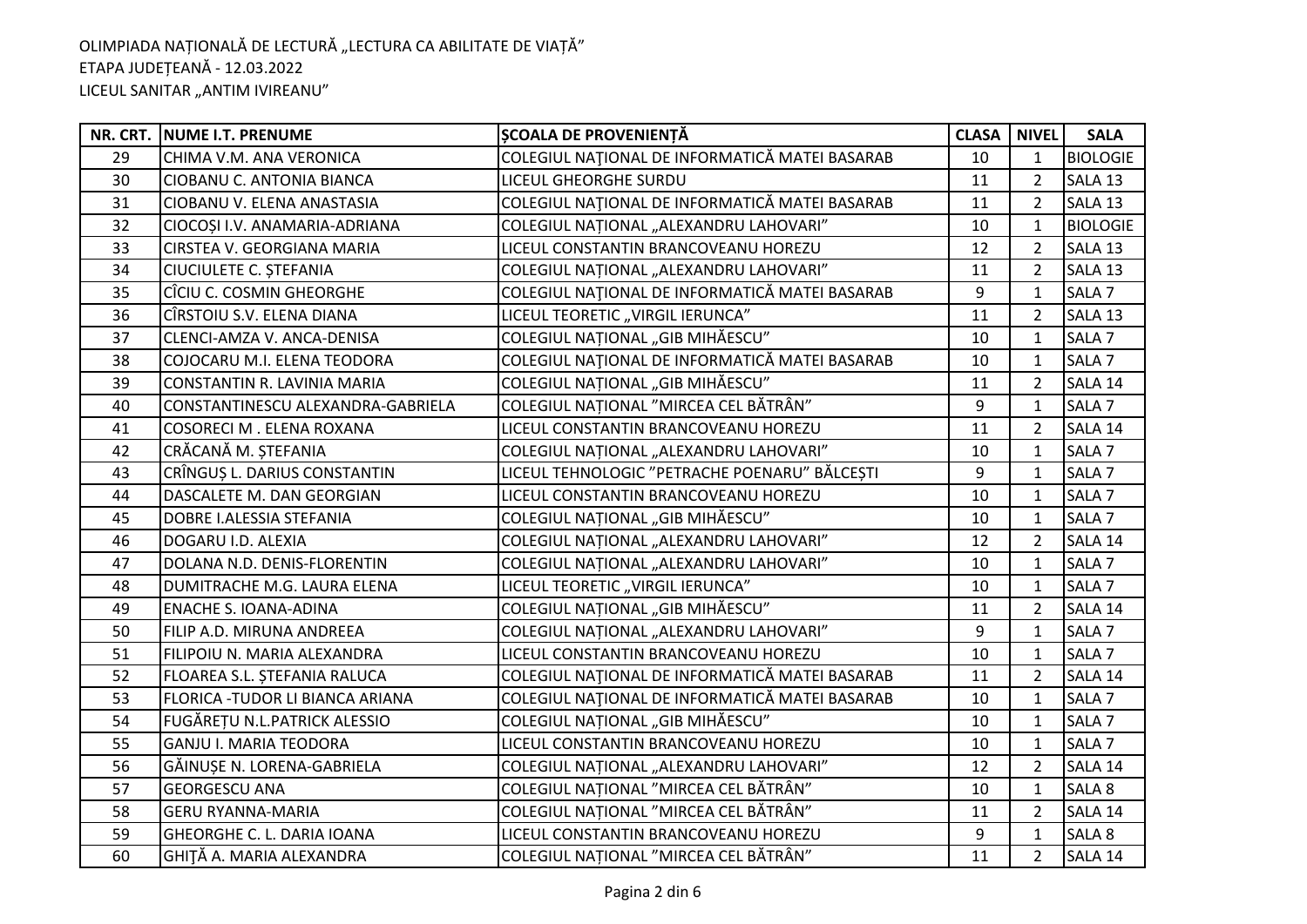OLIMPIADA NAȚIONALĂ DE LECTURĂ „LECTURA CA ABILITATE DE VIAȚĂ”
ETAPA JUDEȚEANĂ - 12.03.2022
LICEUL SANITAR „ANTIM IVIREANU”

| NR. CRT. | NUME I.T. PRENUME | ȘCOALA DE PROVENIENȚĂ | CLASA | NIVEL | SALA |
|---|---|---|---|---|---|
| 29 | CHIMA V.M. ANA VERONICA | COLEGIUL NAȚIONAL DE INFORMATICĂ MATEI BASARAB | 10 | 1 | BIOLOGIE |
| 30 | CIOBANU C. ANTONIA BIANCA | LICEUL GHEORGHE SURDU | 11 | 2 | SALA 13 |
| 31 | CIOBANU V. ELENA ANASTASIA | COLEGIUL NAȚIONAL DE INFORMATICĂ MATEI BASARAB | 11 | 2 | SALA 13 |
| 32 | CIOCOȘI I.V. ANAMARIA-ADRIANA | COLEGIUL NAȚIONAL „ALEXANDRU LAHOVARI” | 10 | 1 | BIOLOGIE |
| 33 | CIRSTEA V. GEORGIANA MARIA | LICEUL CONSTANTIN BRANCOVEANU HOREZU | 12 | 2 | SALA 13 |
| 34 | CIUCIULETE C. ȘTEFANIA | COLEGIUL NAȚIONAL „ALEXANDRU LAHOVARI” | 11 | 2 | SALA 13 |
| 35 | CÎCIU C. COSMIN GHEORGHE | COLEGIUL NAȚIONAL DE INFORMATICĂ MATEI BASARAB | 9 | 1 | SALA 7 |
| 36 | CÎRSTOIU S.V. ELENA DIANA | LICEUL TEORETIC „VIRGIL IERUNCA” | 11 | 2 | SALA 13 |
| 37 | CLENCI-AMZA V. ANCA-DENISA | COLEGIUL NAȚIONAL „GIB MIHĂESCU” | 10 | 1 | SALA 7 |
| 38 | COJOCARU M.I. ELENA TEODORA | COLEGIUL NAȚIONAL DE INFORMATICĂ MATEI BASARAB | 10 | 1 | SALA 7 |
| 39 | CONSTANTIN R. LAVINIA MARIA | COLEGIUL NAȚIONAL „GIB MIHĂESCU” | 11 | 2 | SALA 14 |
| 40 | CONSTANTINESCU ALEXANDRA-GABRIELA | COLEGIUL NAȚIONAL ”MIRCEA CEL BĂTRÂN” | 9 | 1 | SALA 7 |
| 41 | COSORECI M . ELENA ROXANA | LICEUL CONSTANTIN BRANCOVEANU HOREZU | 11 | 2 | SALA 14 |
| 42 | CRĂCANĂ M. ȘTEFANIA | COLEGIUL NAȚIONAL „ALEXANDRU LAHOVARI” | 10 | 1 | SALA 7 |
| 43 | CRÎNGUȘ L. DARIUS CONSTANTIN | LICEUL TEHNOLOGIC ”PETRACHE POENARU” BĂLCEȘTI | 9 | 1 | SALA 7 |
| 44 | DASCALETE M. DAN GEORGIAN | LICEUL CONSTANTIN BRANCOVEANU HOREZU | 10 | 1 | SALA 7 |
| 45 | DOBRE I.ALESSIA STEFANIA | COLEGIUL NAȚIONAL „GIB MIHĂESCU” | 10 | 1 | SALA 7 |
| 46 | DOGARU I.D. ALEXIA | COLEGIUL NAȚIONAL „ALEXANDRU LAHOVARI” | 12 | 2 | SALA 14 |
| 47 | DOLANA N.D. DENIS-FLORENTIN | COLEGIUL NAȚIONAL „ALEXANDRU LAHOVARI” | 10 | 1 | SALA 7 |
| 48 | DUMITRACHE M.G. LAURA ELENA | LICEUL TEORETIC „VIRGIL IERUNCA” | 10 | 1 | SALA 7 |
| 49 | ENACHE S. IOANA-ADINA | COLEGIUL NAȚIONAL „GIB MIHĂESCU” | 11 | 2 | SALA 14 |
| 50 | FILIP A.D. MIRUNA ANDREEA | COLEGIUL NAȚIONAL „ALEXANDRU LAHOVARI” | 9 | 1 | SALA 7 |
| 51 | FILIPOIU N. MARIA ALEXANDRA | LICEUL CONSTANTIN BRANCOVEANU HOREZU | 10 | 1 | SALA 7 |
| 52 | FLOAREA S.L. ȘTEFANIA RALUCA | COLEGIUL NAȚIONAL DE INFORMATICĂ MATEI BASARAB | 11 | 2 | SALA 14 |
| 53 | FLORICA -TUDOR LI BIANCA ARIANA | COLEGIUL NAȚIONAL DE INFORMATICĂ MATEI BASARAB | 10 | 1 | SALA 7 |
| 54 | FUGĂREȚU N.L.PATRICK ALESSIO | COLEGIUL NAȚIONAL „GIB MIHĂESCU” | 10 | 1 | SALA 7 |
| 55 | GANJU I. MARIA TEODORA | LICEUL CONSTANTIN BRANCOVEANU HOREZU | 10 | 1 | SALA 7 |
| 56 | GĂINUȘE N. LORENA-GABRIELA | COLEGIUL NAȚIONAL „ALEXANDRU LAHOVARI” | 12 | 2 | SALA 14 |
| 57 | GEORGESCU ANA | COLEGIUL NAȚIONAL ”MIRCEA CEL BĂTRÂN” | 10 | 1 | SALA 8 |
| 58 | GERU RYANNA-MARIA | COLEGIUL NAȚIONAL ”MIRCEA CEL BĂTRÂN” | 11 | 2 | SALA 14 |
| 59 | GHEORGHE C. L. DARIA IOANA | LICEUL CONSTANTIN BRANCOVEANU HOREZU | 9 | 1 | SALA 8 |
| 60 | GHIȚĂ A. MARIA ALEXANDRA | COLEGIUL NAȚIONAL ”MIRCEA CEL BĂTRÂN” | 11 | 2 | SALA 14 |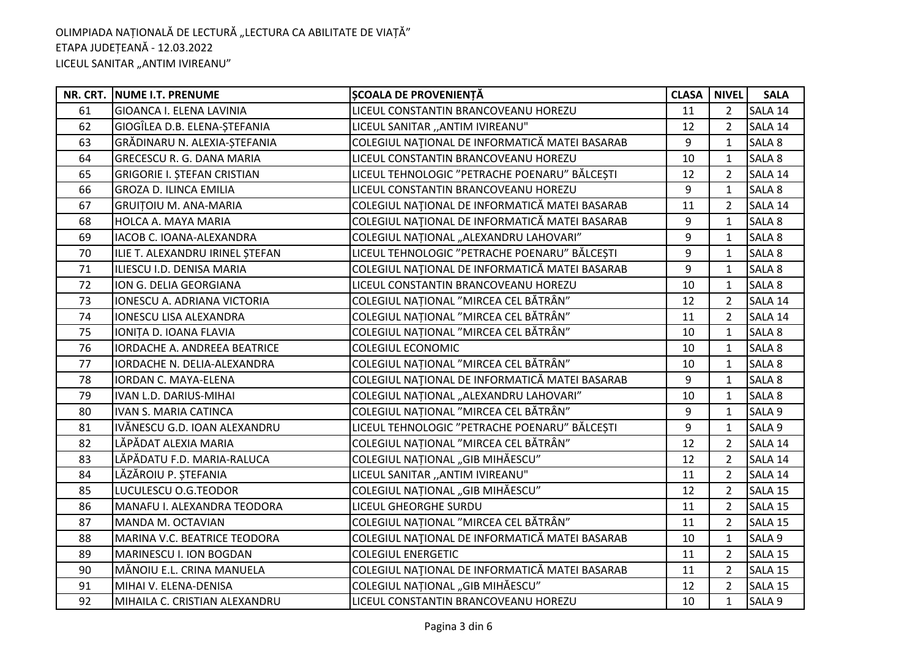OLIMPIADA NAȚIONALĂ DE LECTURĂ „LECTURA CA ABILITATE DE VIAȚĂ”
ETAPA JUDEȚEANĂ - 12.03.2022
LICEUL SANITAR „ANTIM IVIREANU”

| NR. CRT. | NUME I.T. PRENUME | ȘCOALA DE PROVENIENȚĂ | CLASA | NIVEL | SALA |
|---|---|---|---|---|---|
| 61 | GIOANCA I. ELENA LAVINIA | LICEUL CONSTANTIN BRANCOVEANU HOREZU | 11 | 2 | SALA 14 |
| 62 | GIOGÎLEA D.B. ELENA-ȘTEFANIA | LICEUL SANITAR ,,ANTIM IVIREANU" | 12 | 2 | SALA 14 |
| 63 | GRĂDINARU N. ALEXIA-ȘTEFANIA | COLEGIUL NAŢIONAL DE INFORMATICĂ MATEI BASARAB | 9 | 1 | SALA 8 |
| 64 | GRECESCU R. G. DANA MARIA | LICEUL CONSTANTIN BRANCOVEANU HOREZU | 10 | 1 | SALA 8 |
| 65 | GRIGORIE I. ȘTEFAN CRISTIAN | LICEUL TEHNOLOGIC ”PETRACHE POENARU” BĂLCEȘTI | 12 | 2 | SALA 14 |
| 66 | GROZA D. ILINCA EMILIA | LICEUL CONSTANTIN BRANCOVEANU HOREZU | 9 | 1 | SALA 8 |
| 67 | GRUIȚOIU M. ANA-MARIA | COLEGIUL NAŢIONAL DE INFORMATICĂ MATEI BASARAB | 11 | 2 | SALA 14 |
| 68 | HOLCA A. MAYA MARIA | COLEGIUL NAŢIONAL DE INFORMATICĂ MATEI BASARAB | 9 | 1 | SALA 8 |
| 69 | IACOB C. IOANA-ALEXANDRA | COLEGIUL NAȚIONAL „ALEXANDRU LAHOVARI” | 9 | 1 | SALA 8 |
| 70 | ILIE T. ALEXANDRU IRINEL ȘTEFAN | LICEUL TEHNOLOGIC ”PETRACHE POENARU” BĂLCEȘTI | 9 | 1 | SALA 8 |
| 71 | ILIESCU I.D. DENISA MARIA | COLEGIUL NAŢIONAL DE INFORMATICĂ MATEI BASARAB | 9 | 1 | SALA 8 |
| 72 | ION G. DELIA GEORGIANA | LICEUL CONSTANTIN BRANCOVEANU HOREZU | 10 | 1 | SALA 8 |
| 73 | IONESCU A. ADRIANA VICTORIA | COLEGIUL NAȚIONAL ”MIRCEA CEL BĂTRÂN” | 12 | 2 | SALA 14 |
| 74 | IONESCU LISA ALEXANDRA | COLEGIUL NAȚIONAL ”MIRCEA CEL BĂTRÂN” | 11 | 2 | SALA 14 |
| 75 | IONIȚA D. IOANA FLAVIA | COLEGIUL NAȚIONAL ”MIRCEA CEL BĂTRÂN” | 10 | 1 | SALA 8 |
| 76 | IORDACHE A. ANDREEA BEATRICE | COLEGIUL ECONOMIC | 10 | 1 | SALA 8 |
| 77 | IORDACHE N. DELIA-ALEXANDRA | COLEGIUL NAȚIONAL ”MIRCEA CEL BĂTRÂN” | 10 | 1 | SALA 8 |
| 78 | IORDAN C. MAYA-ELENA | COLEGIUL NAŢIONAL DE INFORMATICĂ MATEI BASARAB | 9 | 1 | SALA 8 |
| 79 | IVAN L.D. DARIUS-MIHAI | COLEGIUL NAȚIONAL „ALEXANDRU LAHOVARI” | 10 | 1 | SALA 8 |
| 80 | IVAN S. MARIA CATINCA | COLEGIUL NAȚIONAL ”MIRCEA CEL BĂTRÂN” | 9 | 1 | SALA 9 |
| 81 | IVĂNESCU G.D. IOAN ALEXANDRU | LICEUL TEHNOLOGIC ”PETRACHE POENARU” BĂLCEȘTI | 9 | 1 | SALA 9 |
| 82 | LĂPĂDAT ALEXIA MARIA | COLEGIUL NAȚIONAL ”MIRCEA CEL BĂTRÂN” | 12 | 2 | SALA 14 |
| 83 | LĂPĂDATU F.D. MARIA-RALUCA | COLEGIUL NAȚIONAL „GIB MIHĂESCU” | 12 | 2 | SALA 14 |
| 84 | LĂZĂROIU P. ȘTEFANIA | LICEUL SANITAR ,,ANTIM IVIREANU" | 11 | 2 | SALA 14 |
| 85 | LUCULESCU O.G.TEODOR | COLEGIUL NAȚIONAL „GIB MIHĂESCU” | 12 | 2 | SALA 15 |
| 86 | MANAFU I. ALEXANDRA TEODORA | LICEUL GHEORGHE SURDU | 11 | 2 | SALA 15 |
| 87 | MANDA M. OCTAVIAN | COLEGIUL NAȚIONAL ”MIRCEA CEL BĂTRÂN” | 11 | 2 | SALA 15 |
| 88 | MARINA V.C. BEATRICE TEODORA | COLEGIUL NAŢIONAL DE INFORMATICĂ MATEI BASARAB | 10 | 1 | SALA 9 |
| 89 | MARINESCU I. ION BOGDAN | COLEGIUL ENERGETIC | 11 | 2 | SALA 15 |
| 90 | MĂNOIU E.L. CRINA MANUELA | COLEGIUL NAŢIONAL DE INFORMATICĂ MATEI BASARAB | 11 | 2 | SALA 15 |
| 91 | MIHAI V. ELENA-DENISA | COLEGIUL NAȚIONAL „GIB MIHĂESCU” | 12 | 2 | SALA 15 |
| 92 | MIHAILA C. CRISTIAN ALEXANDRU | LICEUL CONSTANTIN BRANCOVEANU HOREZU | 10 | 1 | SALA 9 |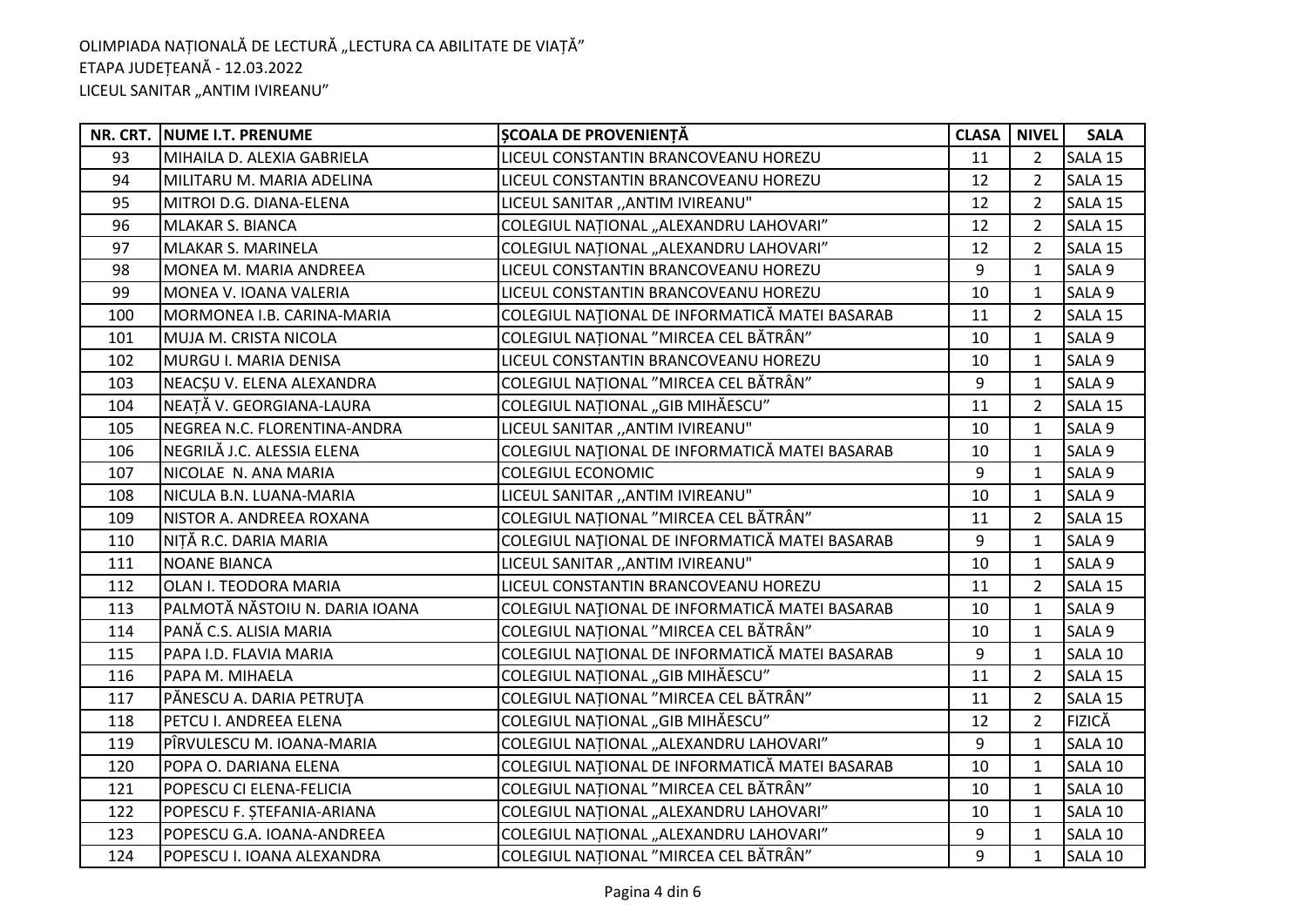OLIMPIADA NAȚIONALĂ DE LECTURĂ „LECTURA CA ABILITATE DE VIAȚĂ”
ETAPA JUDEȚEANĂ - 12.03.2022
LICEUL SANITAR „ANTIM IVIREANU”

| NR. CRT. | NUME I.T. PRENUME | ȘCOALA DE PROVENIENȚĂ | CLASA | NIVEL | SALA |
|---|---|---|---|---|---|
| 93 | MIHAILA D. ALEXIA GABRIELA | LICEUL CONSTANTIN BRANCOVEANU HOREZU | 11 | 2 | SALA 15 |
| 94 | MILITARU M. MARIA ADELINA | LICEUL CONSTANTIN BRANCOVEANU HOREZU | 12 | 2 | SALA 15 |
| 95 | MITROI D.G. DIANA-ELENA | LICEUL SANITAR ,,ANTIM IVIREANU" | 12 | 2 | SALA 15 |
| 96 | MLAKAR S. BIANCA | COLEGIUL NAȚIONAL „ALEXANDRU LAHOVARI” | 12 | 2 | SALA 15 |
| 97 | MLAKAR S. MARINELA | COLEGIUL NAȚIONAL „ALEXANDRU LAHOVARI” | 12 | 2 | SALA 15 |
| 98 | MONEA M. MARIA ANDREEA | LICEUL CONSTANTIN BRANCOVEANU HOREZU | 9 | 1 | SALA 9 |
| 99 | MONEA V. IOANA VALERIA | LICEUL CONSTANTIN BRANCOVEANU HOREZU | 10 | 1 | SALA 9 |
| 100 | MORMONEA I.B. CARINA-MARIA | COLEGIUL NAȚIONAL DE INFORMATICĂ MATEI BASARAB | 11 | 2 | SALA 15 |
| 101 | MUJA M. CRISTA NICOLA | COLEGIUL NAȚIONAL ”MIRCEA CEL BĂTRÂN” | 10 | 1 | SALA 9 |
| 102 | MURGU I. MARIA DENISA | LICEUL CONSTANTIN BRANCOVEANU HOREZU | 10 | 1 | SALA 9 |
| 103 | NEACȘU V. ELENA ALEXANDRA | COLEGIUL NAȚIONAL ”MIRCEA CEL BĂTRÂN” | 9 | 1 | SALA 9 |
| 104 | NEAȚĂ V. GEORGIANA-LAURA | COLEGIUL NAȚIONAL „GIB MIHĂESCU” | 11 | 2 | SALA 15 |
| 105 | NEGREA N.C. FLORENTINA-ANDRA | LICEUL SANITAR ,,ANTIM IVIREANU" | 10 | 1 | SALA 9 |
| 106 | NEGRILĂ J.C. ALESSIA ELENA | COLEGIUL NAȚIONAL DE INFORMATICĂ MATEI BASARAB | 10 | 1 | SALA 9 |
| 107 | NICOLAE N. ANA MARIA | COLEGIUL ECONOMIC | 9 | 1 | SALA 9 |
| 108 | NICULA B.N. LUANA-MARIA | LICEUL SANITAR ,,ANTIM IVIREANU" | 10 | 1 | SALA 9 |
| 109 | NISTOR A. ANDREEA ROXANA | COLEGIUL NAȚIONAL ”MIRCEA CEL BĂTRÂN” | 11 | 2 | SALA 15 |
| 110 | NIȚĂ R.C. DARIA MARIA | COLEGIUL NAȚIONAL DE INFORMATICĂ MATEI BASARAB | 9 | 1 | SALA 9 |
| 111 | NOANE BIANCA | LICEUL SANITAR ,,ANTIM IVIREANU" | 10 | 1 | SALA 9 |
| 112 | OLAN I. TEODORA MARIA | LICEUL CONSTANTIN BRANCOVEANU HOREZU | 11 | 2 | SALA 15 |
| 113 | PALMOTĂ NĂSTOIU N. DARIA IOANA | COLEGIUL NAȚIONAL DE INFORMATICĂ MATEI BASARAB | 10 | 1 | SALA 9 |
| 114 | PANĂ C.S. ALISIA MARIA | COLEGIUL NAȚIONAL ”MIRCEA CEL BĂTRÂN” | 10 | 1 | SALA 9 |
| 115 | PAPA I.D. FLAVIA MARIA | COLEGIUL NAȚIONAL DE INFORMATICĂ MATEI BASARAB | 9 | 1 | SALA 10 |
| 116 | PAPA M. MIHAELA | COLEGIUL NAȚIONAL „GIB MIHĂESCU” | 11 | 2 | SALA 15 |
| 117 | PĂNESCU A. DARIA PETRUŢA | COLEGIUL NAȚIONAL ”MIRCEA CEL BĂTRÂN” | 11 | 2 | SALA 15 |
| 118 | PETCU I. ANDREEA ELENA | COLEGIUL NAȚIONAL „GIB MIHĂESCU” | 12 | 2 | FIZICĂ |
| 119 | PÎRVULESCU M. IOANA-MARIA | COLEGIUL NAȚIONAL „ALEXANDRU LAHOVARI” | 9 | 1 | SALA 10 |
| 120 | POPA O. DARIANA ELENA | COLEGIUL NAȚIONAL DE INFORMATICĂ MATEI BASARAB | 10 | 1 | SALA 10 |
| 121 | POPESCU CI ELENA-FELICIA | COLEGIUL NAȚIONAL ”MIRCEA CEL BĂTRÂN” | 10 | 1 | SALA 10 |
| 122 | POPESCU F. ȘTEFANIA-ARIANA | COLEGIUL NAȚIONAL „ALEXANDRU LAHOVARI” | 10 | 1 | SALA 10 |
| 123 | POPESCU G.A. IOANA-ANDREEA | COLEGIUL NAȚIONAL „ALEXANDRU LAHOVARI” | 9 | 1 | SALA 10 |
| 124 | POPESCU I. IOANA ALEXANDRA | COLEGIUL NAȚIONAL ”MIRCEA CEL BĂTRÂN” | 9 | 1 | SALA 10 |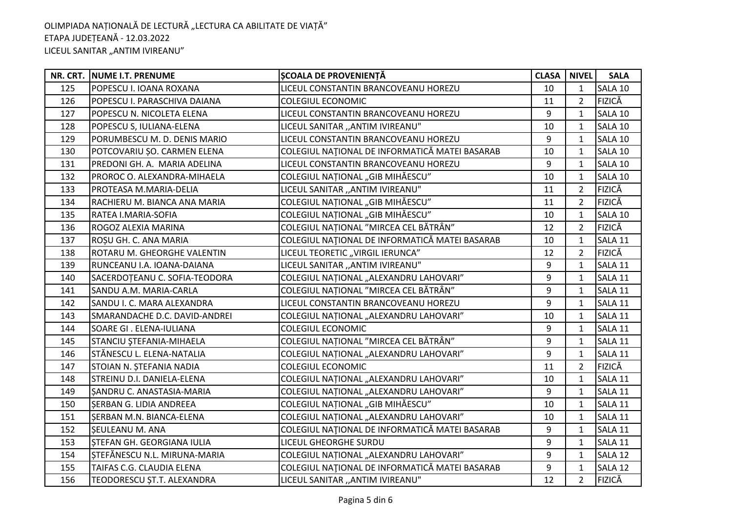OLIMPIADA NAȚIONALĂ DE LECTURĂ „LECTURA CA ABILITATE DE VIAȚĂ”
ETAPA JUDEȚEANĂ - 12.03.2022
LICEUL SANITAR „ANTIM IVIREANU”

| NR. CRT. | NUME I.T. PRENUME | ȘCOALA DE PROVENIENȚĂ | CLASA | NIVEL | SALA |
|---|---|---|---|---|---|
| 125 | POPESCU I. IOANA ROXANA | LICEUL CONSTANTIN BRANCOVEANU HOREZU | 10 | 1 | SALA 10 |
| 126 | POPESCU I. PARASCHIVA DAIANA | COLEGIUL ECONOMIC | 11 | 2 | FIZICĂ |
| 127 | POPESCU N. NICOLETA ELENA | LICEUL CONSTANTIN BRANCOVEANU HOREZU | 9 | 1 | SALA 10 |
| 128 | POPESCU S, IULIANA-ELENA | LICEUL SANITAR ,,ANTIM IVIREANU" | 10 | 1 | SALA 10 |
| 129 | PORUMBESCU M. D. DENIS MARIO | LICEUL CONSTANTIN BRANCOVEANU HOREZU | 9 | 1 | SALA 10 |
| 130 | POTCOVARIU ȘO. CARMEN ELENA | COLEGIUL NAȚIONAL DE INFORMATICĂ MATEI BASARAB | 10 | 1 | SALA 10 |
| 131 | PREDONI GH. A. MARIA ADELINA | LICEUL CONSTANTIN BRANCOVEANU HOREZU | 9 | 1 | SALA 10 |
| 132 | PROROC O. ALEXANDRA-MIHAELA | COLEGIUL NAȚIONAL „GIB MIHĂESCU” | 10 | 1 | SALA 10 |
| 133 | PROTEASA M.MARIA-DELIA | LICEUL SANITAR ,,ANTIM IVIREANU" | 11 | 2 | FIZICĂ |
| 134 | RACHIERU M. BIANCA ANA MARIA | COLEGIUL NAȚIONAL „GIB MIHĂESCU” | 11 | 2 | FIZICĂ |
| 135 | RATEA I.MARIA-SOFIA | COLEGIUL NAȚIONAL „GIB MIHĂESCU” | 10 | 1 | SALA 10 |
| 136 | ROGOZ ALEXIA MARINA | COLEGIUL NAȚIONAL ”MIRCEA CEL BĂTRÂN” | 12 | 2 | FIZICĂ |
| 137 | ROȘU GH. C. ANA MARIA | COLEGIUL NAȚIONAL DE INFORMATICĂ MATEI BASARAB | 10 | 1 | SALA 11 |
| 138 | ROTARU M. GHEORGHE VALENTIN | LICEUL TEORETIC „VIRGIL IERUNCA” | 12 | 2 | FIZICĂ |
| 139 | RUNCEANU I.A. IOANA-DAIANA | LICEUL SANITAR ,,ANTIM IVIREANU" | 9 | 1 | SALA 11 |
| 140 | SACERDOȚEANU C. SOFIA-TEODORA | COLEGIUL NAȚIONAL „ALEXANDRU LAHOVARI” | 9 | 1 | SALA 11 |
| 141 | SANDU A.M. MARIA-CARLA | COLEGIUL NAȚIONAL ”MIRCEA CEL BĂTRÂN” | 9 | 1 | SALA 11 |
| 142 | SANDU I. C. MARA ALEXANDRA | LICEUL CONSTANTIN BRANCOVEANU HOREZU | 9 | 1 | SALA 11 |
| 143 | SMARANDACHE D.C. DAVID-ANDREI | COLEGIUL NAȚIONAL „ALEXANDRU LAHOVARI” | 10 | 1 | SALA 11 |
| 144 | SOARE GI . ELENA-IULIANA | COLEGIUL ECONOMIC | 9 | 1 | SALA 11 |
| 145 | STANCIU ŞTEFANIA-MIHAELA | COLEGIUL NAȚIONAL ”MIRCEA CEL BĂTRÂN” | 9 | 1 | SALA 11 |
| 146 | STĂNESCU L. ELENA-NATALIA | COLEGIUL NAȚIONAL „ALEXANDRU LAHOVARI” | 9 | 1 | SALA 11 |
| 147 | STOIAN N. ȘTEFANIA NADIA | COLEGIUL ECONOMIC | 11 | 2 | FIZICĂ |
| 148 | STREINU D.I. DANIELA-ELENA | COLEGIUL NAȚIONAL „ALEXANDRU LAHOVARI” | 10 | 1 | SALA 11 |
| 149 | ȘANDRU C. ANASTASIA-MARIA | COLEGIUL NAȚIONAL „ALEXANDRU LAHOVARI” | 9 | 1 | SALA 11 |
| 150 | ȘERBAN G. LIDIA ANDREEA | COLEGIUL NAȚIONAL „GIB MIHĂESCU” | 10 | 1 | SALA 11 |
| 151 | ȘERBAN M.N. BIANCA-ELENA | COLEGIUL NAȚIONAL „ALEXANDRU LAHOVARI” | 10 | 1 | SALA 11 |
| 152 | ȘEULEANU M. ANA | COLEGIUL NAȚIONAL DE INFORMATICĂ MATEI BASARAB | 9 | 1 | SALA 11 |
| 153 | ȘTEFAN GH. GEORGIANA IULIA | LICEUL GHEORGHE SURDU | 9 | 1 | SALA 11 |
| 154 | ȘTEFĂNESCU N.L. MIRUNA-MARIA | COLEGIUL NAȚIONAL „ALEXANDRU LAHOVARI” | 9 | 1 | SALA 12 |
| 155 | TAIFAS C.G. CLAUDIA ELENA | COLEGIUL NAȚIONAL DE INFORMATICĂ MATEI BASARAB | 9 | 1 | SALA 12 |
| 156 | TEODORESCU ȘT.T. ALEXANDRA | LICEUL SANITAR ,,ANTIM IVIREANU" | 12 | 2 | FIZICĂ |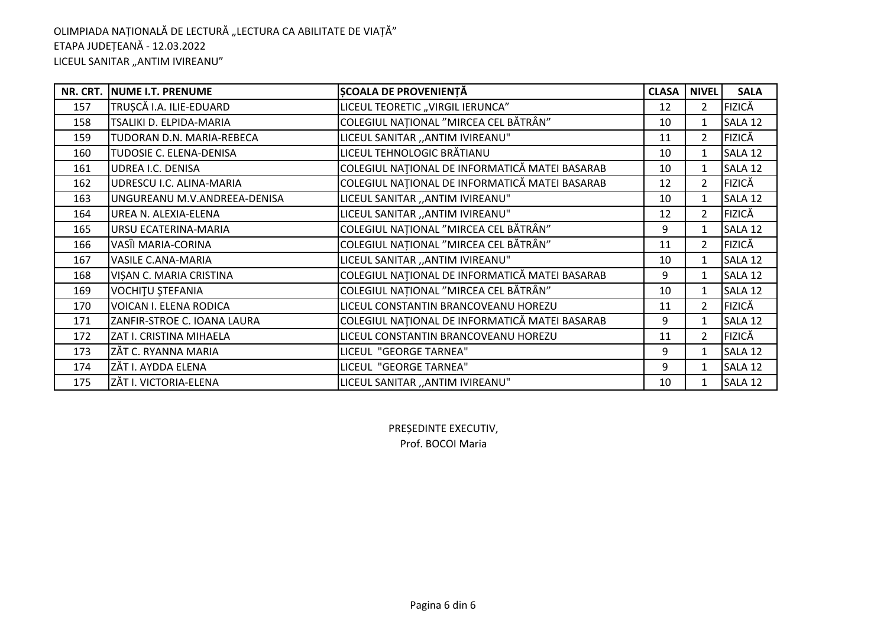OLIMPIADA NAȚIONALĂ DE LECTURĂ „LECTURA CA ABILITATE DE VIAȚĂ”
ETAPA JUDEȚEANĂ - 12.03.2022
LICEUL SANITAR „ANTIM IVIREANU”

| NR. CRT. | NUME I.T. PRENUME | ȘCOALA DE PROVENIENȚĂ | CLASA | NIVEL | SALA |
|---|---|---|---|---|---|
| 157 | TRUȘCĂ I.A. ILIE-EDUARD | LICEUL TEORETIC „VIRGIL IERUNCA” | 12 | 2 | FIZICĂ |
| 158 | TSALIKI D. ELPIDA-MARIA | COLEGIUL NAȚIONAL ”MIRCEA CEL BĂTRÂN” | 10 | 1 | SALA 12 |
| 159 | TUDORAN D.N. MARIA-REBECA | LICEUL SANITAR ,,ANTIM IVIREANU" | 11 | 2 | FIZICĂ |
| 160 | TUDOSIE C. ELENA-DENISA | LICEUL TEHNOLOGIC BRĂTIANU | 10 | 1 | SALA 12 |
| 161 | UDREA I.C. DENISA | COLEGIUL NAŢIONAL DE INFORMATICĂ MATEI BASARAB | 10 | 1 | SALA 12 |
| 162 | UDRESCU I.C. ALINA-MARIA | COLEGIUL NAŢIONAL DE INFORMATICĂ MATEI BASARAB | 12 | 2 | FIZICĂ |
| 163 | UNGUREANU M.V.ANDREEA-DENISA | LICEUL SANITAR ,,ANTIM IVIREANU" | 10 | 1 | SALA 12 |
| 164 | UREA N. ALEXIA-ELENA | LICEUL SANITAR ,,ANTIM IVIREANU" | 12 | 2 | FIZICĂ |
| 165 | URSU ECATERINA-MARIA | COLEGIUL NAȚIONAL ”MIRCEA CEL BĂTRÂN” | 9 | 1 | SALA 12 |
| 166 | VASÎI MARIA-CORINA | COLEGIUL NAȚIONAL ”MIRCEA CEL BĂTRÂN” | 11 | 2 | FIZICĂ |
| 167 | VASILE C.ANA-MARIA | LICEUL SANITAR ,,ANTIM IVIREANU" | 10 | 1 | SALA 12 |
| 168 | VIȘAN C. MARIA CRISTINA | COLEGIUL NAŢIONAL DE INFORMATICĂ MATEI BASARAB | 9 | 1 | SALA 12 |
| 169 | VOCHIŢU ŞTEFANIA | COLEGIUL NAȚIONAL ”MIRCEA CEL BĂTRÂN” | 10 | 1 | SALA 12 |
| 170 | VOICAN I. ELENA RODICA | LICEUL CONSTANTIN BRANCOVEANU HOREZU | 11 | 2 | FIZICĂ |
| 171 | ZANFIR-STROE C. IOANA LAURA | COLEGIUL NAŢIONAL DE INFORMATICĂ MATEI BASARAB | 9 | 1 | SALA 12 |
| 172 | ZAT I. CRISTINA MIHAELA | LICEUL CONSTANTIN BRANCOVEANU HOREZU | 11 | 2 | FIZICĂ |
| 173 | ZĂT C. RYANNA MARIA | LICEUL "GEORGE TARNEA" | 9 | 1 | SALA 12 |
| 174 | ZĂT I. AYDDA ELENA | LICEUL "GEORGE TARNEA" | 9 | 1 | SALA 12 |
| 175 | ZĂT I. VICTORIA-ELENA | LICEUL SANITAR ,,ANTIM IVIREANU" | 10 | 1 | SALA 12 |

PREȘEDINTE EXECUTIV,
Prof. BOCOI Maria